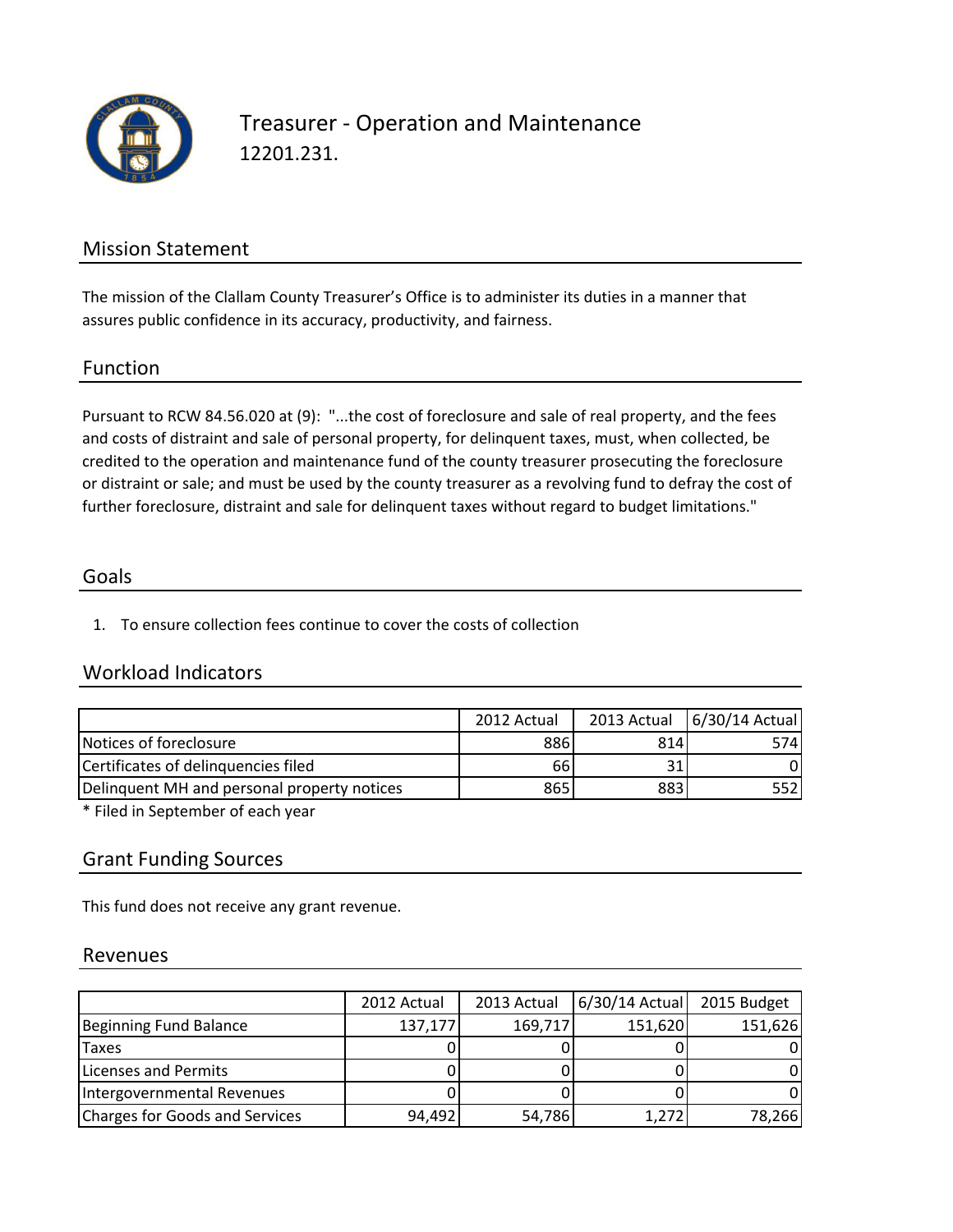# Treasurer - Operation and Maintenance

12201.231.

## Mission Statement

The mission of the Clallam County Treasurer's Office is to administer its duties in a manner that assures public confidence in its accuracy, productivity, and fairness.

## Function

Pursuant to RCW 84.56.020 at (9): "...the cost of foreclosure and sale of real property, and the fees and costs of distraint and sale of personal property, for delinquent taxes, must, when collected, be credited to the operation and maintenance fund of the county treasurer prosecuting the foreclosure or distraint or sale; and must be used by the county treasurer as a revolving fund to defray the cost of further foreclosure, distraint and sale for delinquent taxes without regard to budget limitations."

## Goals

1. To ensure collection fees continue to cover the costs of collection

## Workload Indicators

| | 2012 Actual | 2013 Actual | 6/30/14 Actual |
|---|---|---|---|
| Notices of foreclosure | 886 | 814 | 574 |
| Certificates of delinquencies filed | 66 | 31 | 0 |
| Delinquent MH and personal property notices | 865 | 883 | 552 |

* Filed in September of each year

## Grant Funding Sources

This fund does not receive any grant revenue.

## Revenues

| | 2012 Actual | 2013 Actual | 6/30/14 Actual | 2015 Budget |
|---|---|---|---|---|
| Beginning Fund Balance | 137,177 | 169,717 | 151,620 | 151,626 |
| Taxes | 0 | 0 | 0 | 0 |
| Licenses and Permits | 0 | 0 | 0 | 0 |
| Intergovernmental Revenues | 0 | 0 | 0 | 0 |
| Charges for Goods and Services | 94,492 | 54,786 | 1,272 | 78,266 |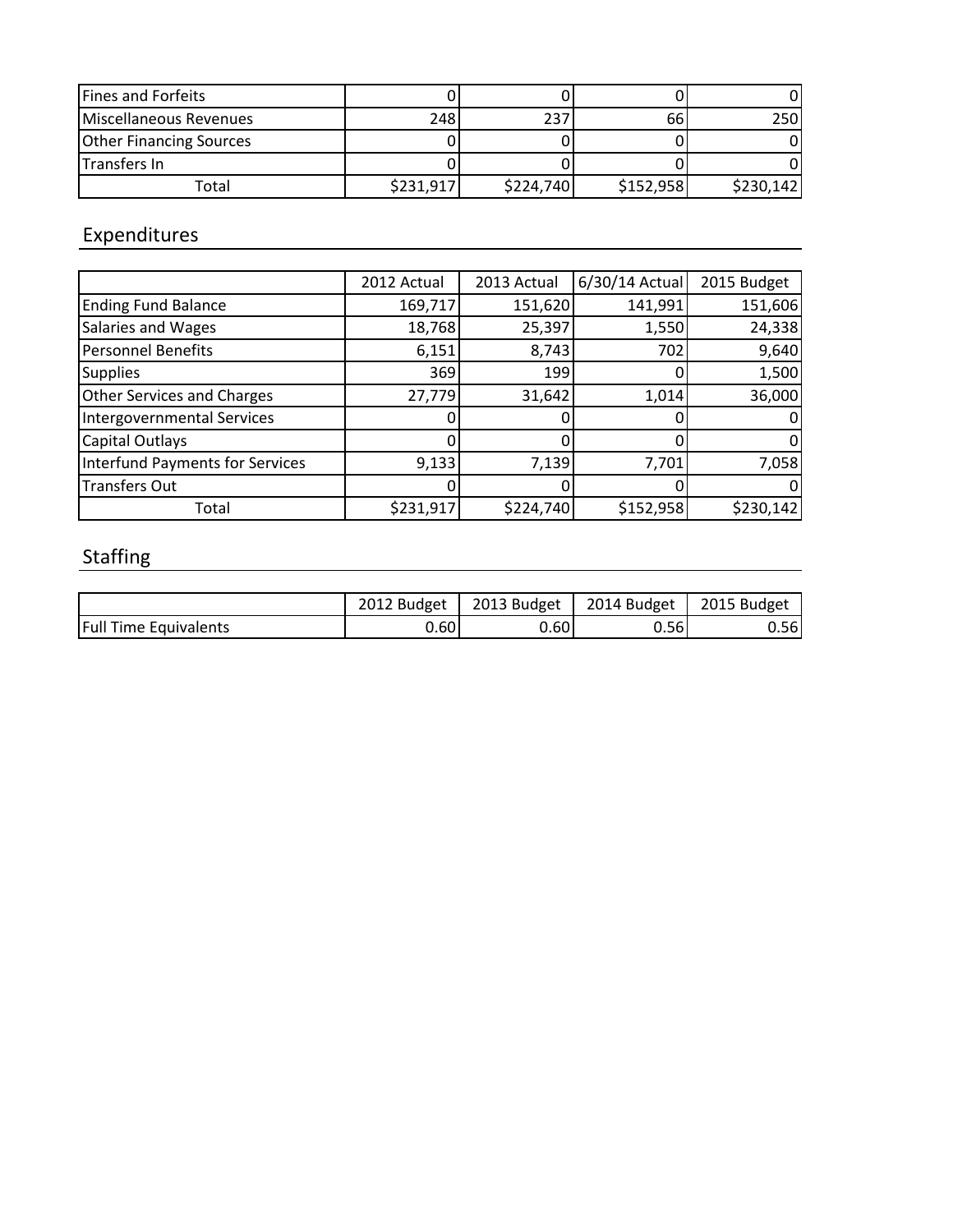| | | | | |
|---|---|---|---|---|
| Fines and Forfeits | 0 | 0 | 0 | 0 |
| Miscellaneous Revenues | 248 | 237 | 66 | 250 |
| Other Financing Sources | 0 | 0 | 0 | 0 |
| Transfers In | 0 | 0 | 0 | 0 |
| Total | $231,917 | $224,740 | $152,958 | $230,142 |

## Expenditures

| | 2012 Actual | 2013 Actual | 6/30/14 Actual | 2015 Budget |
|---|---|---|---|---|
| Ending Fund Balance | 169,717 | 151,620 | 141,991 | 151,606 |
| Salaries and Wages | 18,768 | 25,397 | 1,550 | 24,338 |
| Personnel Benefits | 6,151 | 8,743 | 702 | 9,640 |
| Supplies | 369 | 199 | 0 | 1,500 |
| Other Services and Charges | 27,779 | 31,642 | 1,014 | 36,000 |
| Intergovernmental Services | 0 | 0 | 0 | 0 |
| Capital Outlays | 0 | 0 | 0 | 0 |
| Interfund Payments for Services | 9,133 | 7,139 | 7,701 | 7,058 |
| Transfers Out | 0 | 0 | 0 | 0 |
| Total | $231,917 | $224,740 | $152,958 | $230,142 |

## Staffing

| | 2012 Budget | 2013 Budget | 2014 Budget | 2015 Budget |
|---|---|---|---|---|
| Full Time Equivalents | 0.60 | 0.60 | 0.56 | 0.56 |